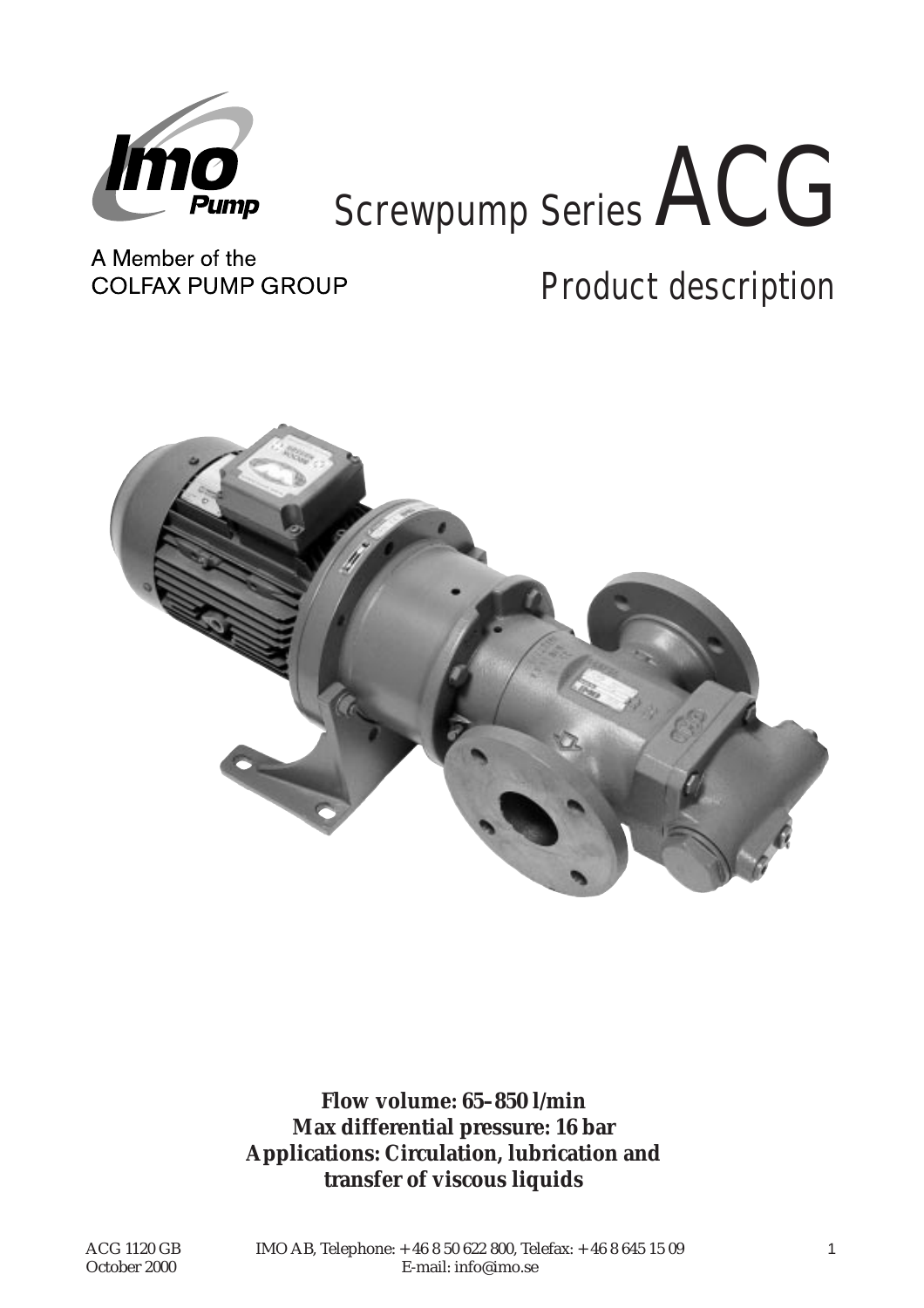A Member of the
COLFAX PUMP GROUP

# Screwpump Series ACG

## Product description

**Flow volume: 65–850 l/min**
**Max differential pressure: 16 bar**
**Applications: Circulation, lubrication and transfer of viscous liquids**

ACG 1120 GB
October 2000

IMO AB, Telephone: +46 8 50 622 800, Telefax: +46 8 645 15 09
E-mail: info@imo.se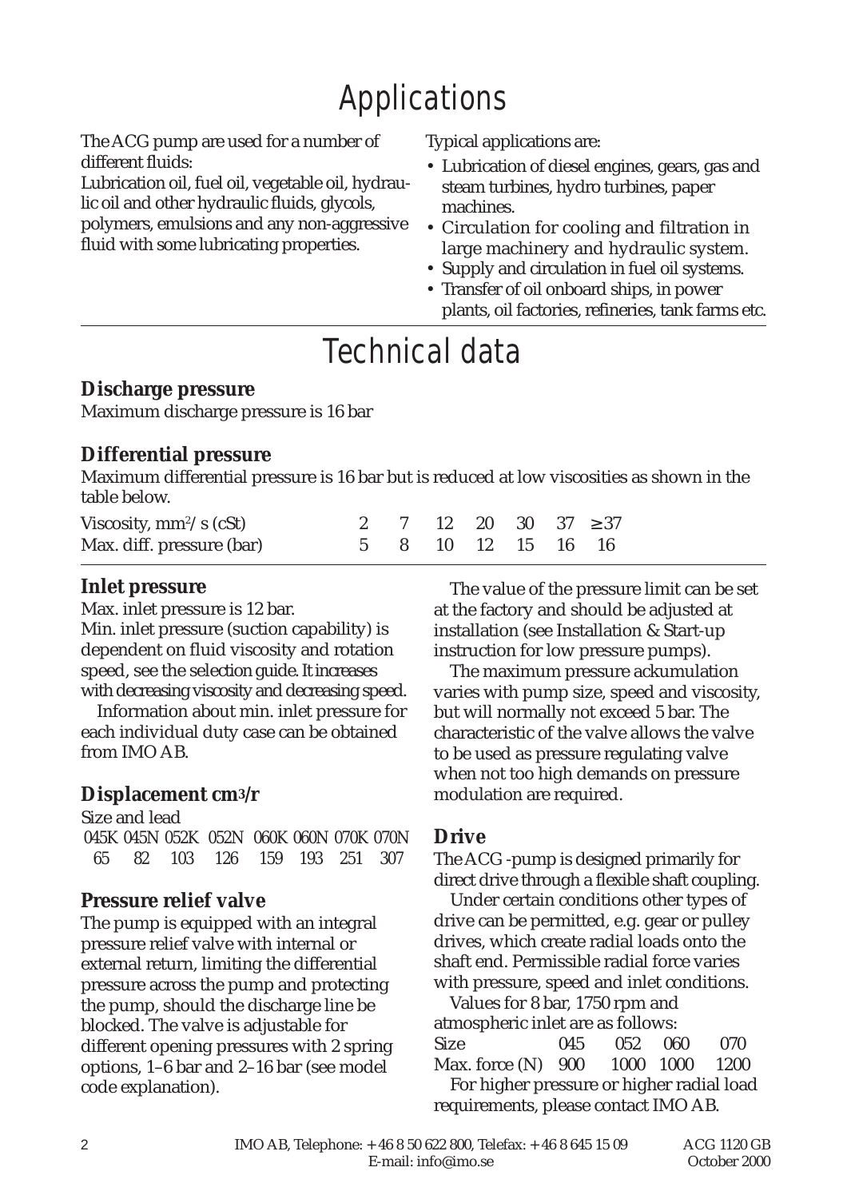# Applications

The ACG pump are used for a number of different fluids:
Lubrication oil, fuel oil, vegetable oil, hydraulic oil and other hydraulic fluids, glycols, polymers, emulsions and any non-aggressive fluid with some lubricating properties.

Typical applications are:

- Lubrication of diesel engines, gears, gas and steam turbines, hydro turbines, paper machines.
- Circulation for cooling and filtration in large machinery and hydraulic system.
- Supply and circulation in fuel oil systems.
- Transfer of oil onboard ships, in power plants, oil factories, refineries, tank farms etc.

# Technical data

### Discharge pressure

Maximum discharge pressure is 16 bar

### Differential pressure

Maximum differential pressure is 16 bar but is reduced at low viscosities as shown in the table below.

| Viscosity, $mm^2/s$ (cSt) | 2 | 7 | 12 | 20 | 30 | 37 | ≥37 |
|---|---|---|---|---|---|---|---|
| Max. diff. pressure (bar) | 5 | 8 | 10 | 12 | 15 | 16 | 16 |

### Inlet pressure

Max. inlet pressure is 12 bar.
Min. inlet pressure (suction capability) is dependent on fluid viscosity and rotation speed, see the selection guide. It increases with decreasing viscosity and decreasing speed.

Information about min. inlet pressure for each individual duty case can be obtained from IMO AB.

### Displacement $cm^3/r$

Size and lead

| 045K | 045N | 052K | 052N | 060K | 060N | 070K | 070N |
|---|---|---|---|---|---|---|---|
| 65 | 82 | 103 | 126 | 159 | 193 | 251 | 307 |

### Pressure relief valve

The pump is equipped with an integral pressure relief valve with internal or external return, limiting the differential pressure across the pump and protecting the pump, should the discharge line be blocked. The valve is adjustable for different opening pressures with 2 spring options, 1–6 bar and 2–16 bar (see model code explanation).

The value of the pressure limit can be set at the factory and should be adjusted at installation (see Installation & Start-up instruction for low pressure pumps).

The maximum pressure ackumulation varies with pump size, speed and viscosity, but will normally not exceed 5 bar. The characteristic of the valve allows the valve to be used as pressure regulating valve when not too high demands on pressure modulation are required.

### Drive

The ACG -pump is designed primarily for direct drive through a flexible shaft coupling.

Under certain conditions other types of drive can be permitted, e.g. gear or pulley drives, which create radial loads onto the shaft end. Permissible radial force varies with pressure, speed and inlet conditions.

Values for 8 bar, 1750 rpm and atmospheric inlet are as follows:

| Size | 045 | 052 | 060 | 070 |
|---|---|---|---|---|
| Max. force (N) | 900 | 1000 | 1000 | 1200 |

For higher pressure or higher radial load requirements, please contact IMO AB.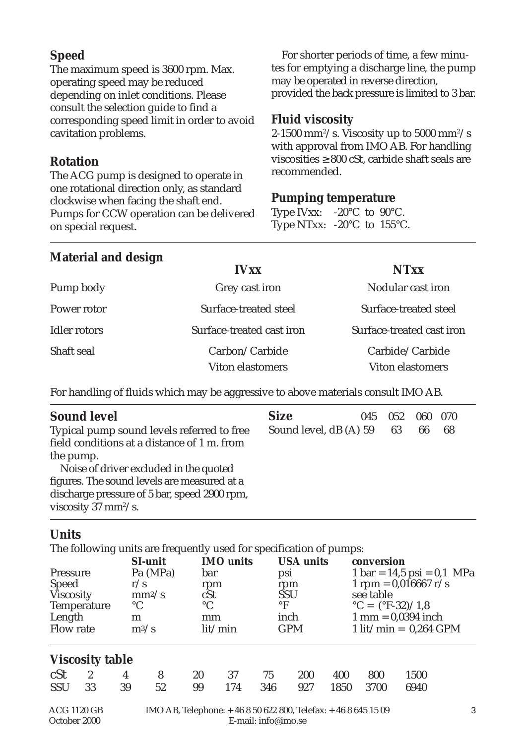## Speed

The maximum speed is 3600 rpm. Max. operating speed may be reduced depending on inlet conditions. Please consult the selection guide to find a corresponding speed limit in order to avoid cavitation problems.

## Rotation

The ACG pump is designed to operate in one rotational direction only, as standard clockwise when facing the shaft end. Pumps for CCW operation can be delivered on special request.

For shorter periods of time, a few minutes for emptying a discharge line, the pump may be operated in reverse direction, provided the back pressure is limited to 3 bar.

## Fluid viscosity

2-1500 mm²/s. Viscosity up to 5000 mm²/s with approval from IMO AB. For handling viscosities ≥ 800 cSt, carbide shaft seals are recommended.

## Pumping temperature

Type IVxx: -20°C to 90°C.
Type NTxx: -20°C to 155°C.

## Material and design

| | *IVxx* | *NTxx* |
|---|---|---|
| Pump body | Grey cast iron | Nodular cast iron |
| Power rotor | Surface-treated steel | Surface-treated steel |
| Idler rotors | Surface-treated cast iron | Surface-treated cast iron |
| Shaft seal | Carbon/Carbide<br>Viton elastomers | Carbide/Carbide<br>Viton elastomers |

For handling of fluids which may be aggressive to above materials consult IMO AB.

## Sound level

Typical pump sound levels referred to free field conditions at a distance of 1 m. from the pump.

Noise of driver excluded in the quoted figures. The sound levels are measured at a discharge pressure of 5 bar, speed 2900 rpm, viscosity 37 mm²/s.

| Size | 045 | 052 | 060 | 070 |
|---|---|---|---|---|
| Sound level, dB (A) | 59 | 63 | 66 | 68 |

## Units

The following units are frequently used for specification of pumps:

| | SI-unit | IMO units | USA units | conversion |
|---|---|---|---|---|
| Pressure | Pa (MPa) | bar | psi | 1 bar = 14,5 psi = 0,1 MPa |
| Speed | r/s | rpm | rpm | 1 rpm = 0,016667 r/s |
| Viscosity | mm²/s | cSt | SSU | see table |
| Temperature | °C | °C | °F | °C = (°F-32)/1,8 |
| Length | m | mm | inch | 1 mm = 0,0394 inch |
| Flow rate | m³/s | lit/min | GPM | 1 lit/min = 0,264 GPM |

## Viscosity table

| cSt | 2 | 4 | 8 | 20 | 37 | 75 | 200 | 400 | 800 | 1500 |
|---|---|---|---|---|---|---|---|---|---|---|
| SSU | 33 | 39 | 52 | 99 | 174 | 346 | 927 | 1850 | 3700 | 6940 |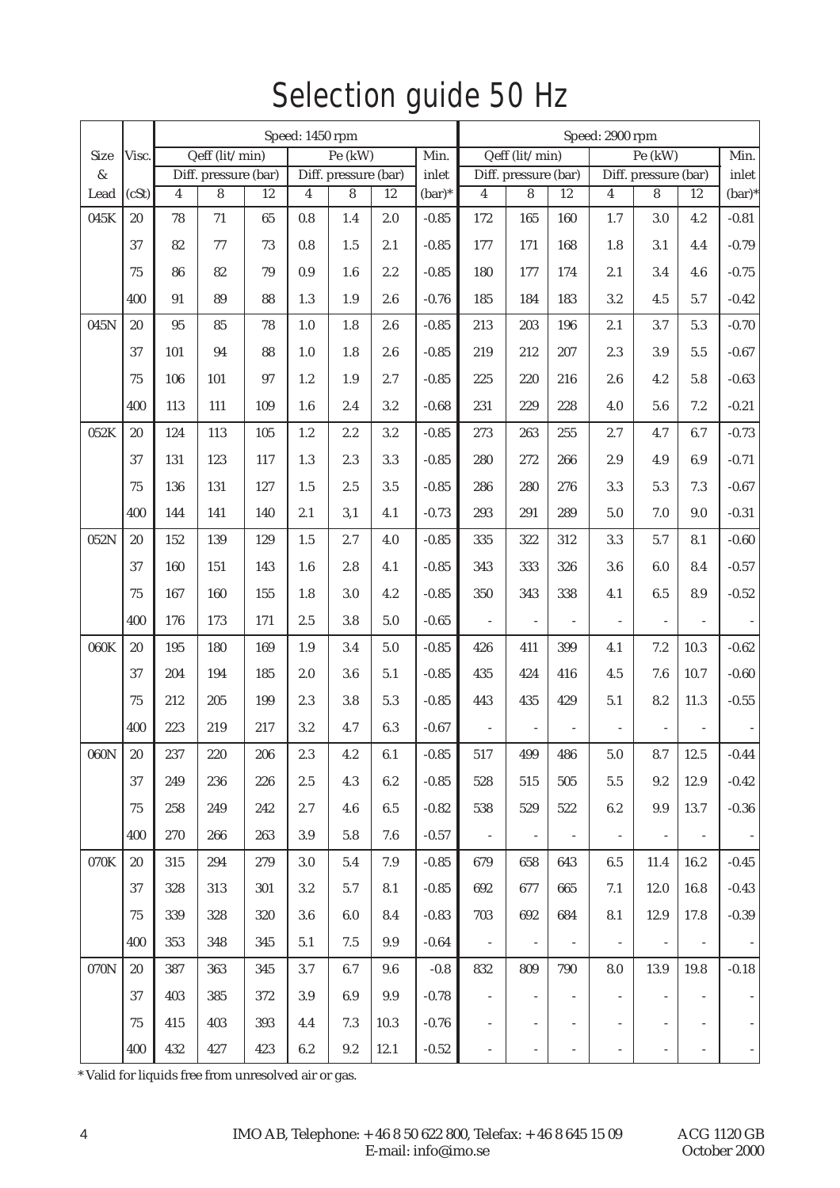# Selection guide 50 Hz

| Size | Visc. | Speed: 1450 rpm | | | | | | | Speed: 2900 rpm | | | | | | |
|---|---|---|---|---|---|---|---|---|---|---|---|---|---|---|---|
| & | | Qeff (lit/min) | | | Pe (kW) | | | Min. | Qeff (lit/min) | | | Pe (kW) | | | Min. |
| Lead | (cSt) | Diff. pressure (bar) | | | Diff. pressure (bar) | | | inlet | Diff. pressure (bar) | | | Diff. pressure (bar) | | | inlet |
| | | 4 | 8 | 12 | 4 | 8 | 12 | (bar)* | 4 | 8 | 12 | 4 | 8 | 12 | (bar)* |
| 045K | 20 | 78 | 71 | 65 | 0.8 | 1.4 | 2.0 | -0.85 | 172 | 165 | 160 | 1.7 | 3.0 | 4.2 | -0.81 |
| | 37 | 82 | 77 | 73 | 0.8 | 1.5 | 2.1 | -0.85 | 177 | 171 | 168 | 1.8 | 3.1 | 4.4 | -0.79 |
| | 75 | 86 | 82 | 79 | 0.9 | 1.6 | 2.2 | -0.85 | 180 | 177 | 174 | 2.1 | 3.4 | 4.6 | -0.75 |
| | 400 | 91 | 89 | 88 | 1.3 | 1.9 | 2.6 | -0.76 | 185 | 184 | 183 | 3.2 | 4.5 | 5.7 | -0.42 |
| 045N | 20 | 95 | 85 | 78 | 1.0 | 1.8 | 2.6 | -0.85 | 213 | 203 | 196 | 2.1 | 3.7 | 5.3 | -0.70 |
| | 37 | 101 | 94 | 88 | 1.0 | 1.8 | 2.6 | -0.85 | 219 | 212 | 207 | 2.3 | 3.9 | 5.5 | -0.67 |
| | 75 | 106 | 101 | 97 | 1.2 | 1.9 | 2.7 | -0.85 | 225 | 220 | 216 | 2.6 | 4.2 | 5.8 | -0.63 |
| | 400 | 113 | 111 | 109 | 1.6 | 2.4 | 3.2 | -0.68 | 231 | 229 | 228 | 4.0 | 5.6 | 7.2 | -0.21 |
| 052K | 20 | 124 | 113 | 105 | 1.2 | 2.2 | 3.2 | -0.85 | 273 | 263 | 255 | 2.7 | 4.7 | 6.7 | -0.73 |
| | 37 | 131 | 123 | 117 | 1.3 | 2.3 | 3.3 | -0.85 | 280 | 272 | 266 | 2.9 | 4.9 | 6.9 | -0.71 |
| | 75 | 136 | 131 | 127 | 1.5 | 2.5 | 3.5 | -0.85 | 286 | 280 | 276 | 3.3 | 5.3 | 7.3 | -0.67 |
| | 400 | 144 | 141 | 140 | 2.1 | 3,1 | 4.1 | -0.73 | 293 | 291 | 289 | 5.0 | 7.0 | 9.0 | -0.31 |
| 052N | 20 | 152 | 139 | 129 | 1.5 | 2.7 | 4.0 | -0.85 | 335 | 322 | 312 | 3.3 | 5.7 | 8.1 | -0.60 |
| | 37 | 160 | 151 | 143 | 1.6 | 2.8 | 4.1 | -0.85 | 343 | 333 | 326 | 3.6 | 6.0 | 8.4 | -0.57 |
| | 75 | 167 | 160 | 155 | 1.8 | 3.0 | 4.2 | -0.85 | 350 | 343 | 338 | 4.1 | 6.5 | 8.9 | -0.52 |
| | 400 | 176 | 173 | 171 | 2.5 | 3.8 | 5.0 | -0.65 | - | - | - | - | - | - | - |
| 060K | 20 | 195 | 180 | 169 | 1.9 | 3.4 | 5.0 | -0.85 | 426 | 411 | 399 | 4.1 | 7.2 | 10.3 | -0.62 |
| | 37 | 204 | 194 | 185 | 2.0 | 3.6 | 5.1 | -0.85 | 435 | 424 | 416 | 4.5 | 7.6 | 10.7 | -0.60 |
| | 75 | 212 | 205 | 199 | 2.3 | 3.8 | 5.3 | -0.85 | 443 | 435 | 429 | 5.1 | 8.2 | 11.3 | -0.55 |
| | 400 | 223 | 219 | 217 | 3.2 | 4.7 | 6.3 | -0.67 | - | - | - | - | - | - | - |
| 060N | 20 | 237 | 220 | 206 | 2.3 | 4.2 | 6.1 | -0.85 | 517 | 499 | 486 | 5.0 | 8.7 | 12.5 | -0.44 |
| | 37 | 249 | 236 | 226 | 2.5 | 4.3 | 6.2 | -0.85 | 528 | 515 | 505 | 5.5 | 9.2 | 12.9 | -0.42 |
| | 75 | 258 | 249 | 242 | 2.7 | 4.6 | 6.5 | -0.82 | 538 | 529 | 522 | 6.2 | 9.9 | 13.7 | -0.36 |
| | 400 | 270 | 266 | 263 | 3.9 | 5.8 | 7.6 | -0.57 | - | - | - | - | - | - | - |
| 070K | 20 | 315 | 294 | 279 | 3.0 | 5.4 | 7.9 | -0.85 | 679 | 658 | 643 | 6.5 | 11.4 | 16.2 | -0.45 |
| | 37 | 328 | 313 | 301 | 3.2 | 5.7 | 8.1 | -0.85 | 692 | 677 | 665 | 7.1 | 12.0 | 16.8 | -0.43 |
| | 75 | 339 | 328 | 320 | 3.6 | 6.0 | 8.4 | -0.83 | 703 | 692 | 684 | 8.1 | 12.9 | 17.8 | -0.39 |
| | 400 | 353 | 348 | 345 | 5.1 | 7.5 | 9.9 | -0.64 | - | - | - | - | - | - | - |
| 070N | 20 | 387 | 363 | 345 | 3.7 | 6.7 | 9.6 | -0.8 | 832 | 809 | 790 | 8.0 | 13.9 | 19.8 | -0.18 |
| | 37 | 403 | 385 | 372 | 3.9 | 6.9 | 9.9 | -0.78 | - | - | - | - | - | - | - |
| | 75 | 415 | 403 | 393 | 4.4 | 7.3 | 10.3 | -0.76 | - | - | - | - | - | - | - |
| | 400 | 432 | 427 | 423 | 6.2 | 9.2 | 12.1 | -0.52 | - | - | - | - | - | - | - |

* Valid for liquids free from unresolved air or gas.

IMO AB, Telephone: +46 8 50 622 800, Telefax: +46 8 645 15 09
E-mail: info@imo.se

ACG 1120 GB
October 2000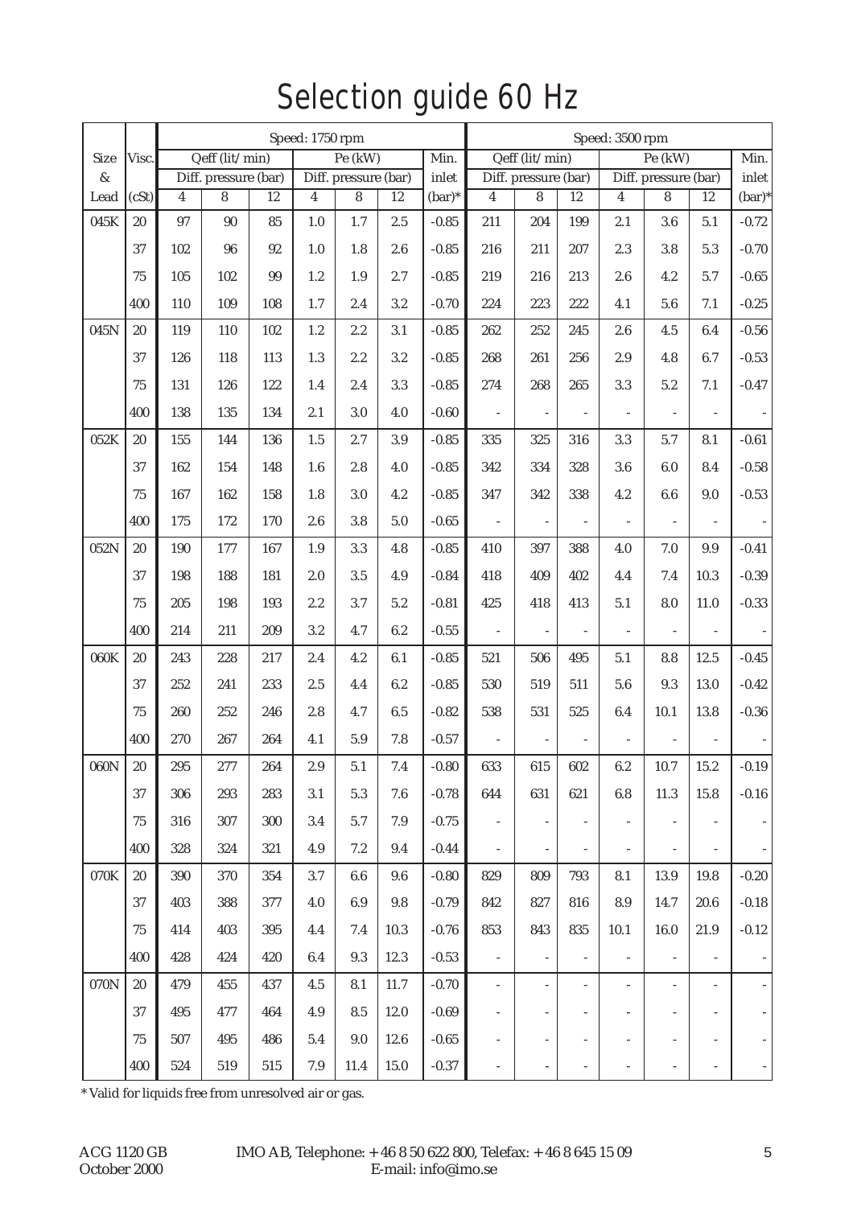# Selection guide 60 Hz

| Size & Lead | Visc. (cSt) | Speed: 1750 rpm | | | | | | | Speed: 3500 rpm | | | | | | |
|---|---|---|---|---|---|---|---|---|---|---|---|---|---|---|---|
| | | Qeff (lit/min) | | | Pe (kW) | | | Min. inlet | Qeff (lit/min) | | | Pe (kW) | | | Min. inlet |
| | | Diff. pressure (bar) | | | Diff. pressure (bar) | | | (bar)* | Diff. pressure (bar) | | | Diff. pressure (bar) | | | (bar)* |
| | | 4 | 8 | 12 | 4 | 8 | 12 | | 4 | 8 | 12 | 4 | 8 | 12 | |
| 045K | 20 | 97 | 90 | 85 | 1.0 | 1.7 | 2.5 | -0.85 | 211 | 204 | 199 | 2.1 | 3.6 | 5.1 | -0.72 |
| | 37 | 102 | 96 | 92 | 1.0 | 1.8 | 2.6 | -0.85 | 216 | 211 | 207 | 2.3 | 3.8 | 5.3 | -0.70 |
| | 75 | 105 | 102 | 99 | 1.2 | 1.9 | 2.7 | -0.85 | 219 | 216 | 213 | 2.6 | 4.2 | 5.7 | -0.65 |
| | 400 | 110 | 109 | 108 | 1.7 | 2.4 | 3.2 | -0.70 | 224 | 223 | 222 | 4.1 | 5.6 | 7.1 | -0.25 |
| 045N | 20 | 119 | 110 | 102 | 1.2 | 2.2 | 3.1 | -0.85 | 262 | 252 | 245 | 2.6 | 4.5 | 6.4 | -0.56 |
| | 37 | 126 | 118 | 113 | 1.3 | 2.2 | 3.2 | -0.85 | 268 | 261 | 256 | 2.9 | 4.8 | 6.7 | -0.53 |
| | 75 | 131 | 126 | 122 | 1.4 | 2.4 | 3.3 | -0.85 | 274 | 268 | 265 | 3.3 | 5.2 | 7.1 | -0.47 |
| | 400 | 138 | 135 | 134 | 2.1 | 3.0 | 4.0 | -0.60 | - | - | - | - | - | - | - |
| 052K | 20 | 155 | 144 | 136 | 1.5 | 2.7 | 3.9 | -0.85 | 335 | 325 | 316 | 3.3 | 5.7 | 8.1 | -0.61 |
| | 37 | 162 | 154 | 148 | 1.6 | 2.8 | 4.0 | -0.85 | 342 | 334 | 328 | 3.6 | 6.0 | 8.4 | -0.58 |
| | 75 | 167 | 162 | 158 | 1.8 | 3.0 | 4.2 | -0.85 | 347 | 342 | 338 | 4.2 | 6.6 | 9.0 | -0.53 |
| | 400 | 175 | 172 | 170 | 2.6 | 3.8 | 5.0 | -0.65 | - | - | - | - | - | - | - |
| 052N | 20 | 190 | 177 | 167 | 1.9 | 3.3 | 4.8 | -0.85 | 410 | 397 | 388 | 4.0 | 7.0 | 9.9 | -0.41 |
| | 37 | 198 | 188 | 181 | 2.0 | 3.5 | 4.9 | -0.84 | 418 | 409 | 402 | 4.4 | 7.4 | 10.3 | -0.39 |
| | 75 | 205 | 198 | 193 | 2.2 | 3.7 | 5.2 | -0.81 | 425 | 418 | 413 | 5.1 | 8.0 | 11.0 | -0.33 |
| | 400 | 214 | 211 | 209 | 3.2 | 4.7 | 6.2 | -0.55 | - | - | - | - | - | - | - |
| 060K | 20 | 243 | 228 | 217 | 2.4 | 4.2 | 6.1 | -0.85 | 521 | 506 | 495 | 5.1 | 8.8 | 12.5 | -0.45 |
| | 37 | 252 | 241 | 233 | 2.5 | 4.4 | 6.2 | -0.85 | 530 | 519 | 511 | 5.6 | 9.3 | 13.0 | -0.42 |
| | 75 | 260 | 252 | 246 | 2.8 | 4.7 | 6.5 | -0.82 | 538 | 531 | 525 | 6.4 | 10.1 | 13.8 | -0.36 |
| | 400 | 270 | 267 | 264 | 4.1 | 5.9 | 7.8 | -0.57 | - | - | - | - | - | - | - |
| 060N | 20 | 295 | 277 | 264 | 2.9 | 5.1 | 7.4 | -0.80 | 633 | 615 | 602 | 6.2 | 10.7 | 15.2 | -0.19 |
| | 37 | 306 | 293 | 283 | 3.1 | 5.3 | 7.6 | -0.78 | 644 | 631 | 621 | 6.8 | 11.3 | 15.8 | -0.16 |
| | 75 | 316 | 307 | 300 | 3.4 | 5.7 | 7.9 | -0.75 | - | - | - | - | - | - | - |
| | 400 | 328 | 324 | 321 | 4.9 | 7.2 | 9.4 | -0.44 | - | - | - | - | - | - | - |
| 070K | 20 | 390 | 370 | 354 | 3.7 | 6.6 | 9.6 | -0.80 | 829 | 809 | 793 | 8.1 | 13.9 | 19.8 | -0.20 |
| | 37 | 403 | 388 | 377 | 4.0 | 6.9 | 9.8 | -0.79 | 842 | 827 | 816 | 8.9 | 14.7 | 20.6 | -0.18 |
| | 75 | 414 | 403 | 395 | 4.4 | 7.4 | 10.3 | -0.76 | 853 | 843 | 835 | 10.1 | 16.0 | 21.9 | -0.12 |
| | 400 | 428 | 424 | 420 | 6.4 | 9.3 | 12.3 | -0.53 | - | - | - | - | - | - | - |
| 070N | 20 | 479 | 455 | 437 | 4.5 | 8.1 | 11.7 | -0.70 | - | - | - | - | - | - | - |
| | 37 | 495 | 477 | 464 | 4.9 | 8.5 | 12.0 | -0.69 | - | - | - | - | - | - | - |
| | 75 | 507 | 495 | 486 | 5.4 | 9.0 | 12.6 | -0.65 | - | - | - | - | - | - | - |
| | 400 | 524 | 519 | 515 | 7.9 | 11.4 | 15.0 | -0.37 | - | - | - | - | - | - | - |

\* Valid for liquids free from unresolved air or gas.

ACG 1120 GB
October 2000

IMO AB, Telephone: +46 8 50 622 800, Telefax: +46 8 645 15 09
E-mail: info@imo.se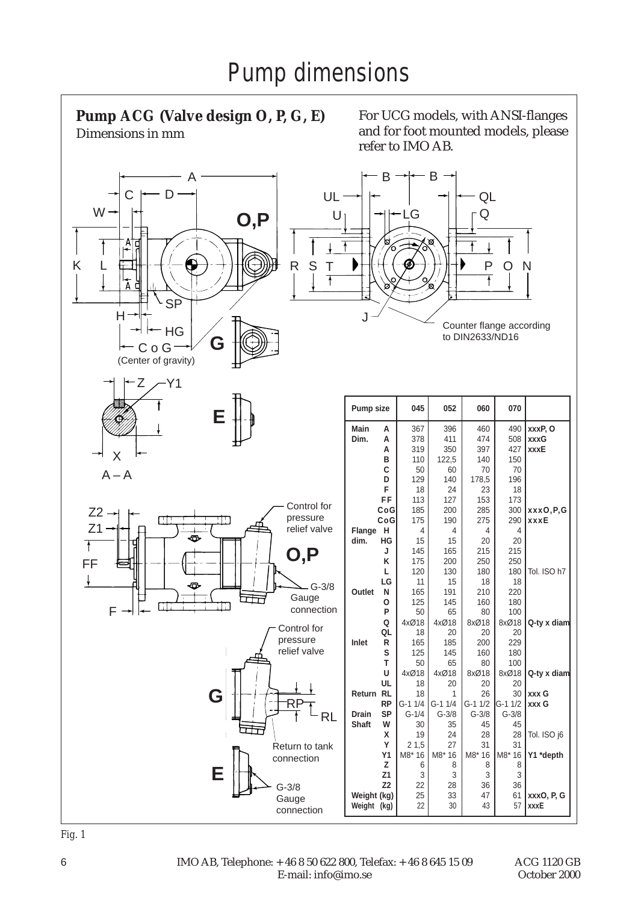# Pump dimensions

**Pump ACG (Valve design O, P, G, E)**
Dimensions in mm

For UCG models, with ANSI-flanges and for foot mounted models, please refer to IMO AB.

Counter flange according to DIN2633/ND16

C o G (Center of gravity)

Control for pressure relief valve

G-3/8 Gauge connection

Return to tank connection

| Pump size | | 045 | 052 | 060 | 070 | |
|---|---|---|---|---|---|---|
| Main Dim. | A | 367 | 396 | 460 | 490 | xxxP, O |
| | A | 378 | 411 | 474 | 508 | xxxG |
| | A | 319 | 350 | 397 | 427 | xxxE |
| | B | 110 | 122,5 | 140 | 150 | |
| | C | 50 | 60 | 70 | 70 | |
| | D | 129 | 140 | 178,5 | 196 | |
| | F | 18 | 24 | 23 | 18 | |
| | FF | 113 | 127 | 153 | 173 | |
| | CoG | 185 | 200 | 285 | 300 | xxxO,P,G |
| | CoG | 175 | 190 | 275 | 290 | xxxE |
| Flange dim. | H | 4 | 4 | 4 | 4 | |
| | HG | 15 | 15 | 20 | 20 | |
| | J | 145 | 165 | 215 | 215 | |
| | K | 175 | 200 | 250 | 250 | |
| | L | 120 | 130 | 180 | 180 | Tol. ISO h7 |
| | LG | 11 | 15 | 18 | 18 | |
| Outlet | N | 165 | 191 | 210 | 220 | |
| | O | 125 | 145 | 160 | 180 | |
| | P | 50 | 65 | 80 | 100 | |
| | Q | 4xØ18 | 4xØ18 | 8xØ18 | 8xØ18 | Q-ty x diam |
| | QL | 18 | 20 | 20 | 20 | |
| Inlet | R | 165 | 185 | 200 | 229 | |
| | S | 125 | 145 | 160 | 180 | |
| | T | 50 | 65 | 80 | 100 | |
| | U | 4xØ18 | 4xØ18 | 8xØ18 | 8xØ18 | Q-ty x diam |
| | UL | 18 | 20 | 20 | 20 | |
| Return | RL | 18 | 1 | 26 | 30 | xxx G |
| | RP | G-1 1/4 | G-1 1/4 | G-1 1/2 | G-1 1/2 | xxx G |
| Drain | SP | G-1/4 | G-3/8 | G-3/8 | G-3/8 | |
| Shaft | W | 30 | 35 | 45 | 45 | |
| | X | 19 | 24 | 28 | 28 | Tol. ISO j6 |
| | Y | 2 1,5 | 27 | 31 | 31 | |
| | Y1 | M8* 16 | M8* 16 | M8* 16 | M8* 16 | Y1 *depth |
| | Z | 6 | 8 | 8 | 8 | |
| | Z1 | 3 | 3 | 3 | 3 | |
| | Z2 | 22 | 28 | 36 | 36 | |
| Weight (kg) | | 25 | 33 | 47 | 61 | xxxO, P, G |
| Weight (kg) | | 22 | 30 | 43 | 57 | xxxE |

Fig. 1

IMO AB, Telephone: +46 8 50 622 800, Telefax: +46 8 645 15 09
E-mail: info@imo.se

ACG 1120 GB
October 2000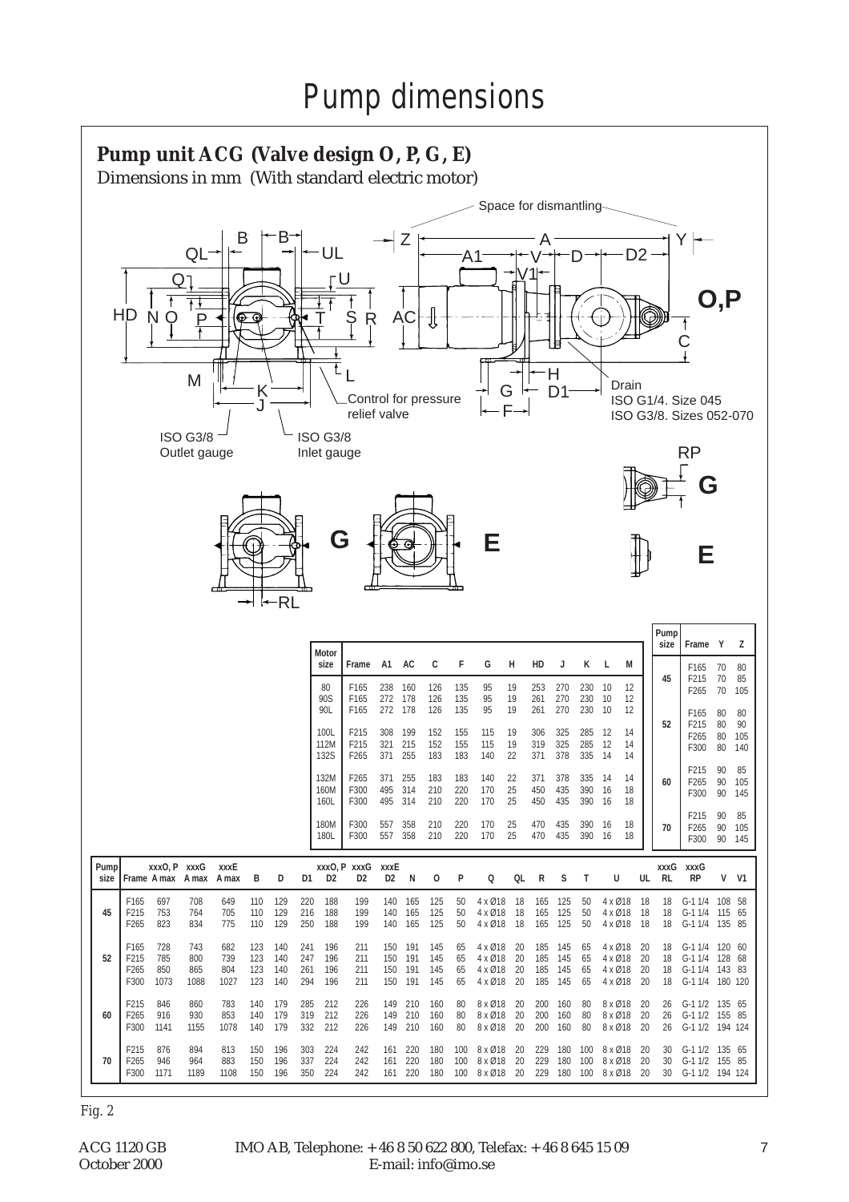# Pump dimensions

**Pump unit ACG (Valve design O, P, G, E)**

Dimensions in mm (With standard electric motor)

Space for dismantling

O,P

Drain
ISO G1/4. Size 045
ISO G3/8. Sizes 052-070

Control for pressure relief valve

ISO G3/8 Outlet gauge

ISO G3/8 Inlet gauge

G

E

| Motor size | Frame | A1 | AC | C | F | G | H | HD | J | K | L | M |
|---|---|---|---|---|---|---|---|---|---|---|---|---|
| 80 | F165 | 238 | 160 | 126 | 135 | 95 | 19 | 253 | 270 | 230 | 10 | 12 |
| 90S | F165 | 272 | 178 | 126 | 135 | 95 | 19 | 261 | 270 | 230 | 10 | 12 |
| 90L | F165 | 272 | 178 | 126 | 135 | 95 | 19 | 261 | 270 | 230 | 10 | 12 |
| 100L | F215 | 308 | 199 | 152 | 155 | 115 | 19 | 306 | 325 | 285 | 12 | 14 |
| 112M | F215 | 321 | 215 | 152 | 155 | 115 | 19 | 319 | 325 | 285 | 12 | 14 |
| 132S | F265 | 371 | 255 | 183 | 183 | 140 | 22 | 371 | 378 | 335 | 14 | 14 |
| 132M | F265 | 371 | 255 | 183 | 183 | 140 | 22 | 371 | 378 | 335 | 14 | 14 |
| 160M | F300 | 495 | 314 | 210 | 220 | 170 | 25 | 450 | 435 | 390 | 16 | 18 |
| 160L | F300 | 495 | 314 | 210 | 220 | 170 | 25 | 450 | 435 | 390 | 16 | 18 |
| 180M | F300 | 557 | 358 | 210 | 220 | 170 | 25 | 470 | 435 | 390 | 16 | 18 |
| 180L | F300 | 557 | 358 | 210 | 220 | 170 | 25 | 470 | 435 | 390 | 16 | 18 |

| Pump size | Frame | Y | Z |
|---|---|---|---|
| 45 | F165 | 70 | 80 |
| | F215 | 70 | 85 |
| | F265 | 70 | 105 |
| 52 | F165 | 80 | 80 |
| | F215 | 80 | 90 |
| | F265 | 80 | 105 |
| | F300 | 80 | 140 |
| 60 | F215 | 90 | 85 |
| | F265 | 90 | 105 |
| | F300 | 90 | 145 |
| 70 | F215 | 90 | 85 |
| | F265 | 90 | 105 |
| | F300 | 90 | 145 |

| Pump size | Frame | xxxO, P A max | xxxG A max | xxxE A max | B | D | D1 | xxxO, P D2 | xxxG D2 | xxxE D2 | N | O | P | Q | QL | R | S | T | U | UL | xxxG RL | xxxG RP | V | V1 |
|---|---|---|---|---|---|---|---|---|---|---|---|---|---|---|---|---|---|---|---|---|---|---|---|---|
| 45 | F165 | 697 | 708 | 649 | 110 | 129 | 220 | 188 | 199 | 140 | 165 | 125 | 50 | 4 x Ø18 | 18 | 165 | 125 | 50 | 4 x Ø18 | 18 | 18 | G-1 1/4 | 108 | 58 |
| | F215 | 753 | 764 | 705 | 110 | 129 | 216 | 188 | 199 | 140 | 165 | 125 | 50 | 4 x Ø18 | 18 | 165 | 125 | 50 | 4 x Ø18 | 18 | 18 | G-1 1/4 | 115 | 65 |
| | F265 | 823 | 834 | 775 | 110 | 129 | 250 | 188 | 199 | 140 | 165 | 125 | 50 | 4 x Ø18 | 18 | 165 | 125 | 50 | 4 x Ø18 | 18 | 18 | G-1 1/4 | 135 | 85 |
| 52 | F165 | 728 | 743 | 682 | 123 | 140 | 241 | 196 | 211 | 150 | 191 | 145 | 65 | 4 x Ø18 | 20 | 185 | 145 | 65 | 4 x Ø18 | 20 | 18 | G-1 1/4 | 120 | 60 |
| | F215 | 785 | 800 | 739 | 123 | 140 | 247 | 196 | 211 | 150 | 191 | 145 | 65 | 4 x Ø18 | 20 | 185 | 145 | 65 | 4 x Ø18 | 20 | 18 | G-1 1/4 | 128 | 68 |
| | F265 | 850 | 865 | 804 | 123 | 140 | 261 | 196 | 211 | 150 | 191 | 145 | 65 | 4 x Ø18 | 20 | 185 | 145 | 65 | 4 x Ø18 | 20 | 18 | G-1 1/4 | 143 | 83 |
| | F300 | 1073 | 1088 | 1027 | 123 | 140 | 294 | 196 | 211 | 150 | 191 | 145 | 65 | 4 x Ø18 | 20 | 185 | 145 | 65 | 4 x Ø18 | 20 | 18 | G-1 1/4 | 180 | 120 |
| 60 | F215 | 846 | 860 | 783 | 140 | 179 | 285 | 212 | 226 | 149 | 210 | 160 | 80 | 8 x Ø18 | 20 | 200 | 160 | 80 | 8 x Ø18 | 20 | 26 | G-1 1/2 | 135 | 65 |
| | F265 | 916 | 930 | 853 | 140 | 179 | 319 | 212 | 226 | 149 | 210 | 160 | 80 | 8 x Ø18 | 20 | 200 | 160 | 80 | 8 x Ø18 | 20 | 26 | G-1 1/2 | 155 | 85 |
| | F300 | 1141 | 1155 | 1078 | 140 | 179 | 332 | 212 | 226 | 149 | 210 | 160 | 80 | 8 x Ø18 | 20 | 200 | 160 | 80 | 8 x Ø18 | 20 | 26 | G-1 1/2 | 194 | 124 |
| 70 | F215 | 876 | 894 | 813 | 150 | 196 | 303 | 224 | 242 | 161 | 220 | 180 | 100 | 8 x Ø18 | 20 | 229 | 180 | 100 | 8 x Ø18 | 20 | 30 | G-1 1/2 | 135 | 65 |
| | F265 | 946 | 964 | 883 | 150 | 196 | 337 | 224 | 242 | 161 | 220 | 180 | 100 | 8 x Ø18 | 20 | 229 | 180 | 100 | 8 x Ø18 | 20 | 30 | G-1 1/2 | 155 | 85 |
| | F300 | 1171 | 1189 | 1108 | 150 | 196 | 350 | 224 | 242 | 161 | 220 | 180 | 100 | 8 x Ø18 | 20 | 229 | 180 | 100 | 8 x Ø18 | 20 | 30 | G-1 1/2 | 194 | 124 |

*Fig. 2*

ACG 1120 GB
October 2000

IMO AB, Telephone: +46 8 50 622 800, Telefax: +46 8 645 15 09
E-mail: info@imo.se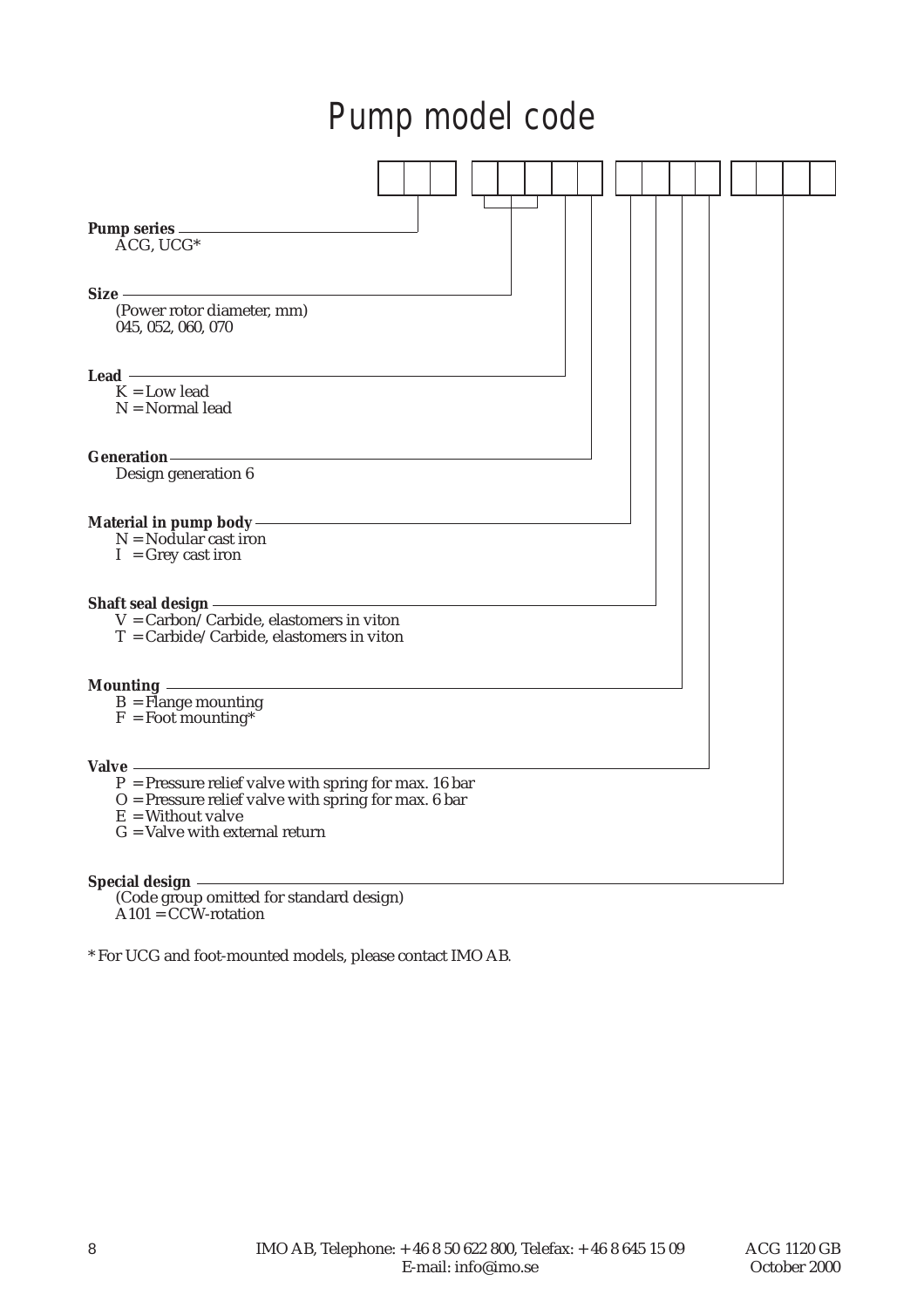# Pump model code

**Pump series**
ACG, UCG*

**Size**
(Power rotor diameter, mm)
045, 052, 060, 070

**Lead**
K = Low lead
N = Normal lead

**Generation**
Design generation 6

**Material in pump body**
N = Nodular cast iron
I = Grey cast iron

**Shaft seal design**
V = Carbon/Carbide, elastomers in viton
T = Carbide/Carbide, elastomers in viton

**Mounting**
B = Flange mounting
F = Foot mounting*

**Valve**
P = Pressure relief valve with spring for max. 16 bar
O = Pressure relief valve with spring for max. 6 bar
E = Without valve
G = Valve with external return

**Special design**
(Code group omitted for standard design)
A101 = CCW-rotation

* For UCG and foot-mounted models, please contact IMO AB.

IMO AB, Telephone: + 46 8 50 622 800, Telefax: + 46 8 645 15 09
E-mail: info@imo.se

ACG 1120 GB
October 2000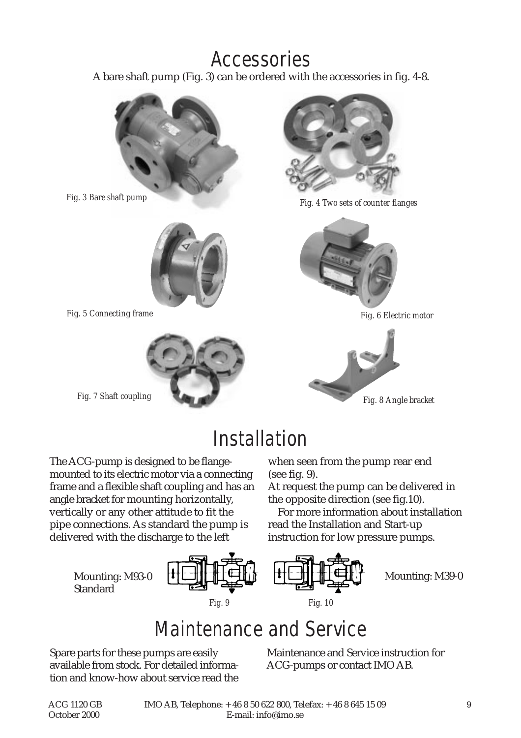# Accessories

A bare shaft pump (Fig. 3) can be ordered with the accessories in fig. 4-8.

*Fig. 3 Bare shaft pump*

*Fig. 4 Two sets of counter flanges*

*Fig. 5 Connecting frame*

*Fig. 6 Electric motor*

*Fig. 7 Shaft coupling*

*Fig. 8 Angle bracket*

# Installation

The ACG-pump is designed to be flange-mounted to its electric motor via a connecting frame and a flexible shaft coupling and has an angle bracket for mounting horizontally, vertically or any other attitude to fit the pipe connections. As standard the pump is delivered with the discharge to the left when seen from the pump rear end (see fig. 9).

At request the pump can be delivered in the opposite direction (see fig.10).

For more information about installation read the Installation and Start-up instruction for low pressure pumps.

Mounting: M93-0
Standard

*Fig. 9*

*Fig. 10*

Mounting: M39-0

# Maintenance and Service

Spare parts for these pumps are easily available from stock. For detailed information and know-how about service read the Maintenance and Service instruction for ACG-pumps or contact IMO AB.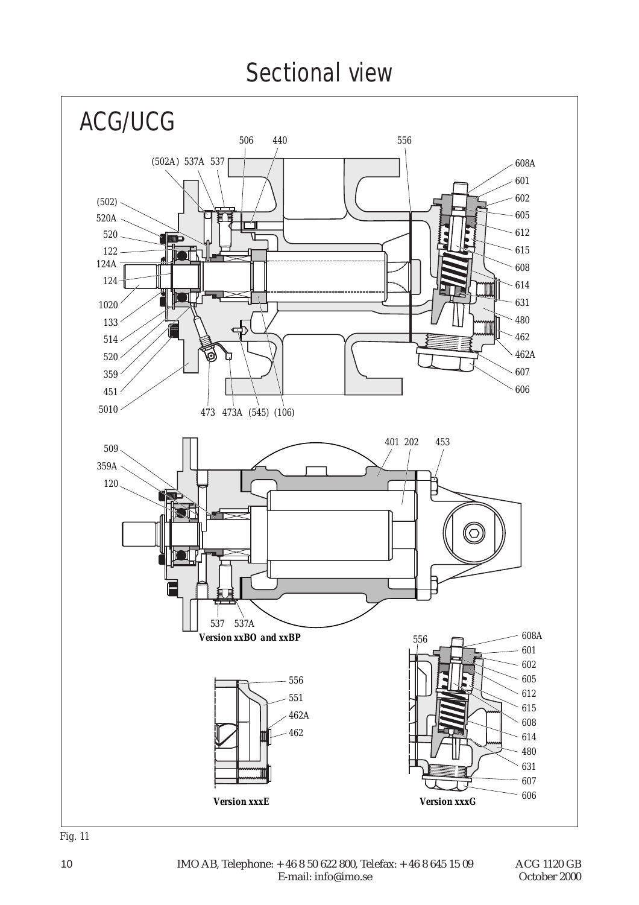# Sectional view

ACG/UCG

506 440 556

(502A) 537A 537

608A
601
602
605
612
615
608
614
631
480
462
462A
607
606

(502)
520A
520
122
124A
124
1020
133
514
520
359
451
5010

473 473A (545) (106)

509
359A
120

401 202 453

537 537A

**Version xxBO and xxBP**

556
551
462A
462

**Version xxxE**

556
608A
601
602
605
612
615
608
614
480
631
607
606

**Version xxxG**

Fig. 11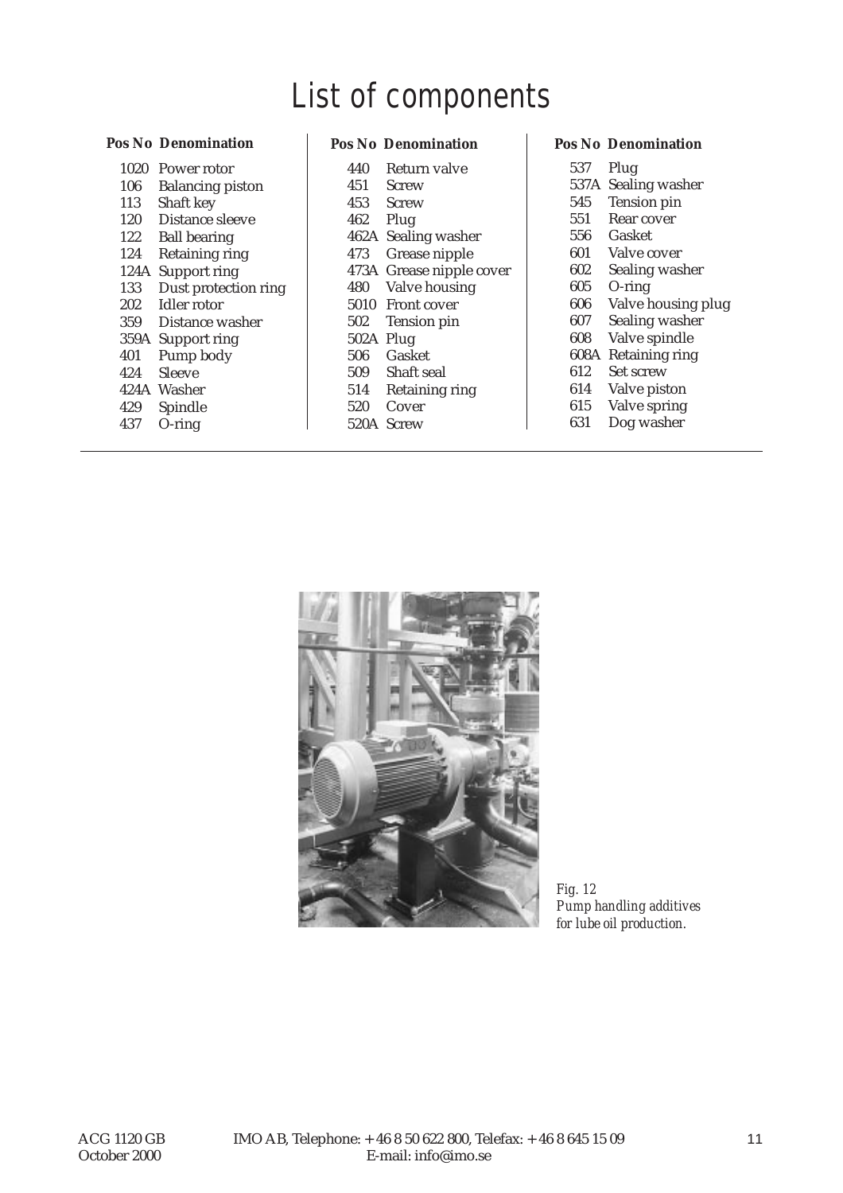# List of components

| Pos No | Denomination |
|---|---|
| 1020 | Power rotor |
| 106 | Balancing piston |
| 113 | Shaft key |
| 120 | Distance sleeve |
| 122 | Ball bearing |
| 124 | Retaining ring |
| 124A | Support ring |
| 133 | Dust protection ring |
| 202 | Idler rotor |
| 359 | Distance washer |
| 359A | Support ring |
| 401 | Pump body |
| 424 | Sleeve |
| 424A | Washer |
| 429 | Spindle |
| 437 | O-ring |

| Pos No | Denomination |
|---|---|
| 440 | Return valve |
| 451 | Screw |
| 453 | Screw |
| 462 | Plug |
| 462A | Sealing washer |
| 473 | Grease nipple |
| 473A | Grease nipple cover |
| 480 | Valve housing |
| 5010 | Front cover |
| 502 | Tension pin |
| 502A | Plug |
| 506 | Gasket |
| 509 | Shaft seal |
| 514 | Retaining ring |
| 520 | Cover |
| 520A | Screw |

| Pos No | Denomination |
|---|---|
| 537 | Plug |
| 537A | Sealing washer |
| 545 | Tension pin |
| 551 | Rear cover |
| 556 | Gasket |
| 601 | Valve cover |
| 602 | Sealing washer |
| 605 | O-ring |
| 606 | Valve housing plug |
| 607 | Sealing washer |
| 608 | Valve spindle |
| 608A | Retaining ring |
| 612 | Set screw |
| 614 | Valve piston |
| 615 | Valve spring |
| 631 | Dog washer |

*Fig. 12*
*Pump handling additives for lube oil production.*

ACG 1120 GB
October 2000

IMO AB, Telephone: +46 8 50 622 800, Telefax: +46 8 645 15 09
E-mail: info@imo.se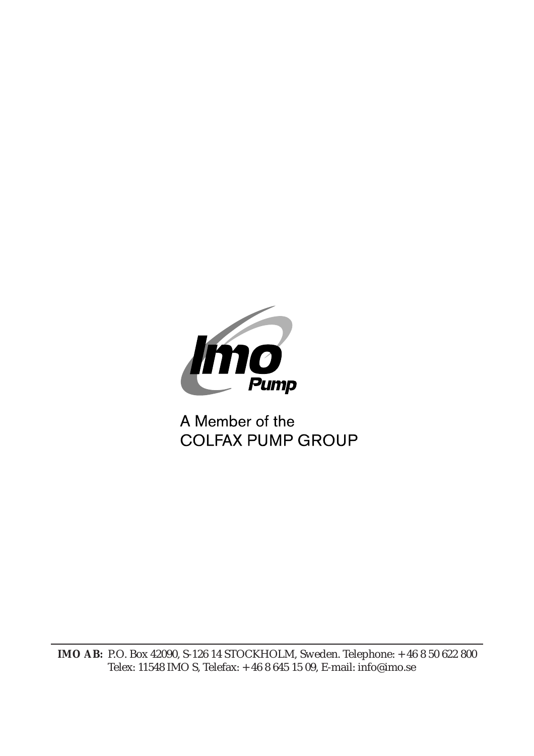Imo
Pump

A Member of the
COLFAX PUMP GROUP

**IMO AB:** P.O. Box 42090, S-126 14 STOCKHOLM, Sweden. Telephone: +46 8 50 622 800
Telex: 11548 IMO S, Telefax: +46 8 645 15 09, E-mail: info@imo.se